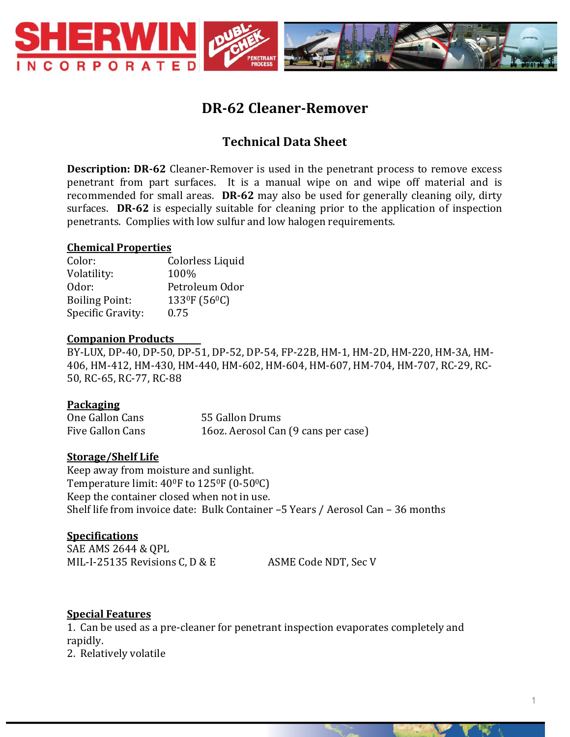# DR-62 Cleaner-Remover

## Technical Data Sheet

**Description: DR-62** Cleaner-Remover is used in the penetrant process to remove excess penetrant from part surfaces. It is a manual wipe on and wipe off material and is recommended for small areas. **DR-62** may also be used for generally cleaning oily, dirty surfaces. **DR-62** is especially suitable for cleaning prior to the application of inspection penetrants. Complies with low sulfur and low halogen requirements.

**Chemical Properties**

| | |
|---|---|
| Color: | Colorless Liquid |
| Volatility: | 100% |
| Odor: | Petroleum Odor |
| Boiling Point: | 133$^0$F (56$^0$C) |
| Specific Gravity: | 0.75 |

**Companion Products**

BY-LUX, DP-40, DP-50, DP-51, DP-52, DP-54, FP-22B, HM-1, HM-2D, HM-220, HM-3A, HM-406, HM-412, HM-430, HM-440, HM-602, HM-604, HM-607, HM-704, HM-707, RC-29, RC-50, RC-65, RC-77, RC-88

**Packaging**

| | |
|---|---|
| One Gallon Cans | 55 Gallon Drums |
| Five Gallon Cans | 16oz. Aerosol Can (9 cans per case) |

**Storage/Shelf Life**

Keep away from moisture and sunlight.
Temperature limit: 40$^0$F to 125$^0$F (0-50$^0$C)
Keep the container closed when not in use.
Shelf life from invoice date: Bulk Container –5 Years / Aerosol Can – 36 months

**Specifications**

SAE AMS 2644 & QPL
MIL-I-25135 Revisions C, D & E  ASME Code NDT, Sec V

**Special Features**

1. Can be used as a pre-cleaner for penetrant inspection evaporates completely and rapidly.
2. Relatively volatile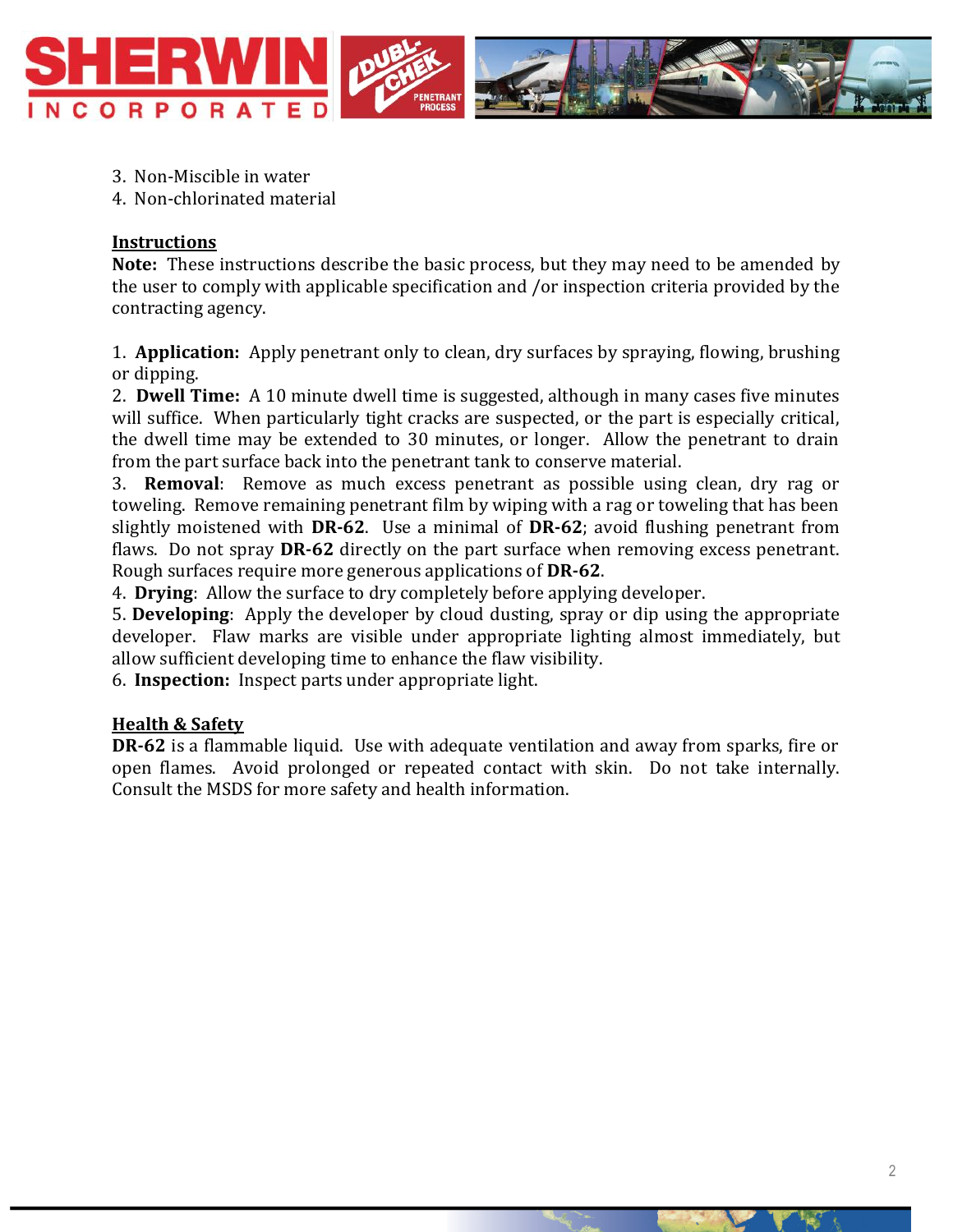3. Non-Miscible in water
4. Non-chlorinated material

## Instructions

**Note:** These instructions describe the basic process, but they may need to be amended by the user to comply with applicable specification and /or inspection criteria provided by the contracting agency.

1. **Application:** Apply penetrant only to clean, dry surfaces by spraying, flowing, brushing or dipping.
2. **Dwell Time:** A 10 minute dwell time is suggested, although in many cases five minutes will suffice. When particularly tight cracks are suspected, or the part is especially critical, the dwell time may be extended to 30 minutes, or longer. Allow the penetrant to drain from the part surface back into the penetrant tank to conserve material.
3. **Removal**: Remove as much excess penetrant as possible using clean, dry rag or toweling. Remove remaining penetrant film by wiping with a rag or toweling that has been slightly moistened with **DR-62**. Use a minimal of **DR-62**; avoid flushing penetrant from flaws. Do not spray **DR-62** directly on the part surface when removing excess penetrant. Rough surfaces require more generous applications of **DR-62**.
4. **Drying**: Allow the surface to dry completely before applying developer.
5. **Developing**: Apply the developer by cloud dusting, spray or dip using the appropriate developer. Flaw marks are visible under appropriate lighting almost immediately, but allow sufficient developing time to enhance the flaw visibility.
6. **Inspection:** Inspect parts under appropriate light.

## Health & Safety

**DR-62** is a flammable liquid. Use with adequate ventilation and away from sparks, fire or open flames. Avoid prolonged or repeated contact with skin. Do not take internally. Consult the MSDS for more safety and health information.